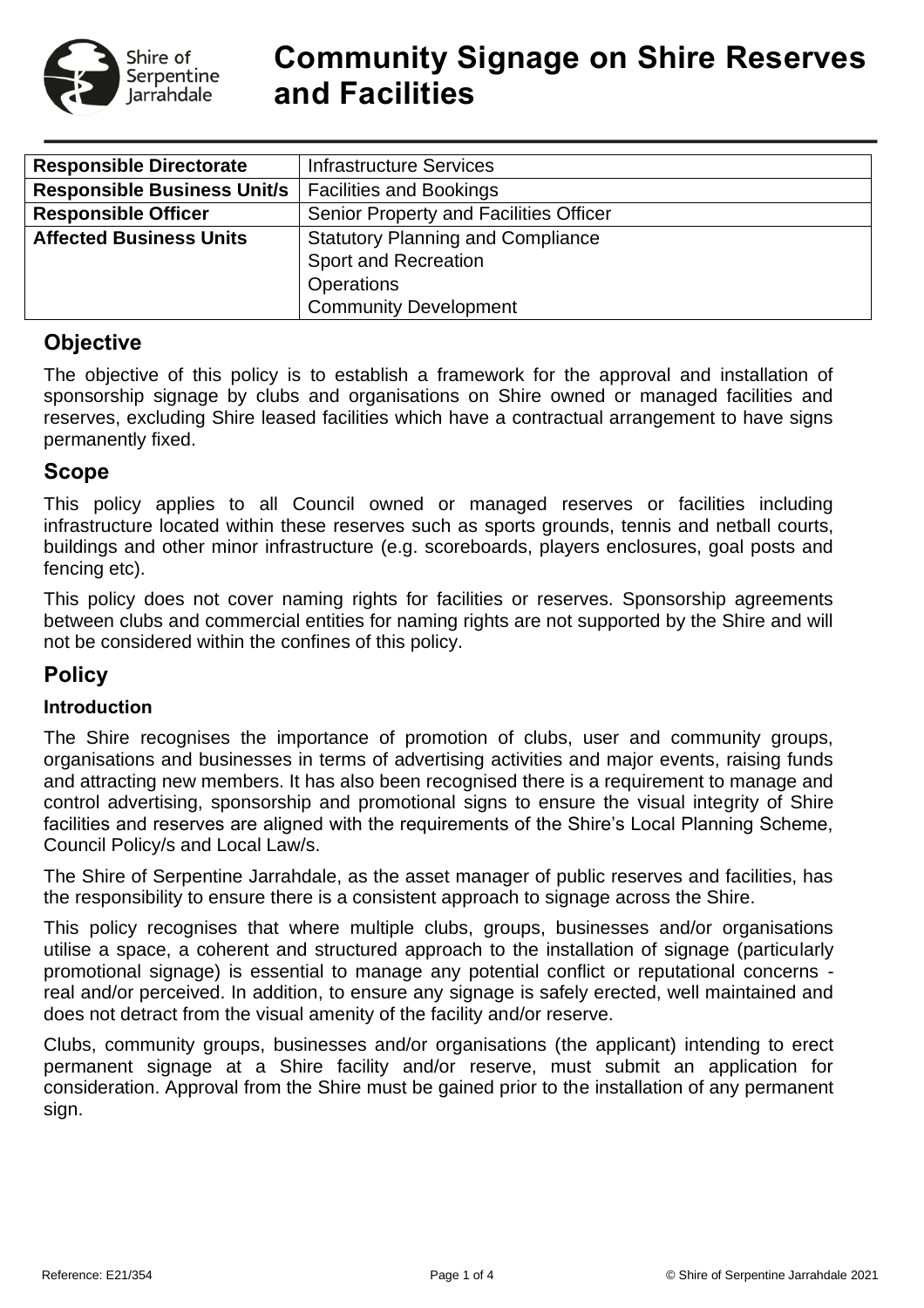# Community Signage on Shire Reserves and Facilities

| | |
|---|---|
| **Responsible Directorate** | Infrastructure Services |
| **Responsible Business Unit/s** | Facilities and Bookings |
| **Responsible Officer** | Senior Property and Facilities Officer |
| **Affected Business Units** | Statutory Planning and Compliance<br>Sport and Recreation<br>Operations<br>Community Development |

## Objective

The objective of this policy is to establish a framework for the approval and installation of sponsorship signage by clubs and organisations on Shire owned or managed facilities and reserves, excluding Shire leased facilities which have a contractual arrangement to have signs permanently fixed.

## Scope

This policy applies to all Council owned or managed reserves or facilities including infrastructure located within these reserves such as sports grounds, tennis and netball courts, buildings and other minor infrastructure (e.g. scoreboards, players enclosures, goal posts and fencing etc).

This policy does not cover naming rights for facilities or reserves. Sponsorship agreements between clubs and commercial entities for naming rights are not supported by the Shire and will not be considered within the confines of this policy.

## Policy

### Introduction

The Shire recognises the importance of promotion of clubs, user and community groups, organisations and businesses in terms of advertising activities and major events, raising funds and attracting new members. It has also been recognised there is a requirement to manage and control advertising, sponsorship and promotional signs to ensure the visual integrity of Shire facilities and reserves are aligned with the requirements of the Shire's Local Planning Scheme, Council Policy/s and Local Law/s.

The Shire of Serpentine Jarrahdale, as the asset manager of public reserves and facilities, has the responsibility to ensure there is a consistent approach to signage across the Shire.

This policy recognises that where multiple clubs, groups, businesses and/or organisations utilise a space, a coherent and structured approach to the installation of signage (particularly promotional signage) is essential to manage any potential conflict or reputational concerns - real and/or perceived. In addition, to ensure any signage is safely erected, well maintained and does not detract from the visual amenity of the facility and/or reserve.

Clubs, community groups, businesses and/or organisations (the applicant) intending to erect permanent signage at a Shire facility and/or reserve, must submit an application for consideration. Approval from the Shire must be gained prior to the installation of any permanent sign.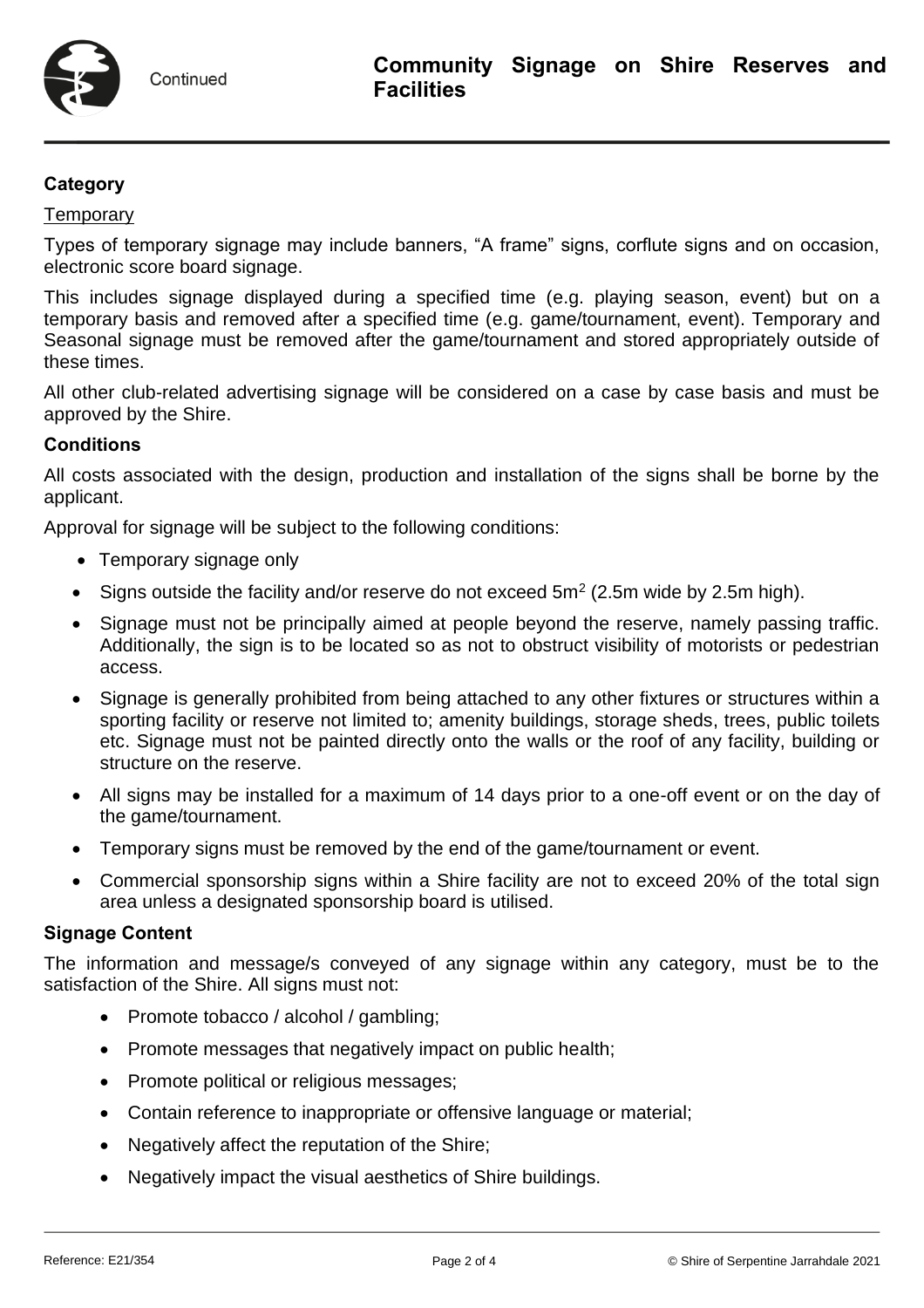**Category**

Temporary

Types of temporary signage may include banners, "A frame" signs, corflute signs and on occasion, electronic score board signage.

This includes signage displayed during a specified time (e.g. playing season, event) but on a temporary basis and removed after a specified time (e.g. game/tournament, event). Temporary and Seasonal signage must be removed after the game/tournament and stored appropriately outside of these times.

All other club-related advertising signage will be considered on a case by case basis and must be approved by the Shire.

**Conditions**

All costs associated with the design, production and installation of the signs shall be borne by the applicant.

Approval for signage will be subject to the following conditions:

- Temporary signage only
- Signs outside the facility and/or reserve do not exceed $5m^2$ (2.5m wide by 2.5m high).
- Signage must not be principally aimed at people beyond the reserve, namely passing traffic. Additionally, the sign is to be located so as not to obstruct visibility of motorists or pedestrian access.
- Signage is generally prohibited from being attached to any other fixtures or structures within a sporting facility or reserve not limited to; amenity buildings, storage sheds, trees, public toilets etc. Signage must not be painted directly onto the walls or the roof of any facility, building or structure on the reserve.
- All signs may be installed for a maximum of 14 days prior to a one-off event or on the day of the game/tournament.
- Temporary signs must be removed by the end of the game/tournament or event.
- Commercial sponsorship signs within a Shire facility are not to exceed 20% of the total sign area unless a designated sponsorship board is utilised.

**Signage Content**

The information and message/s conveyed of any signage within any category, must be to the satisfaction of the Shire. All signs must not:

- Promote tobacco / alcohol / gambling;
- Promote messages that negatively impact on public health;
- Promote political or religious messages;
- Contain reference to inappropriate or offensive language or material;
- Negatively affect the reputation of the Shire;
- Negatively impact the visual aesthetics of Shire buildings.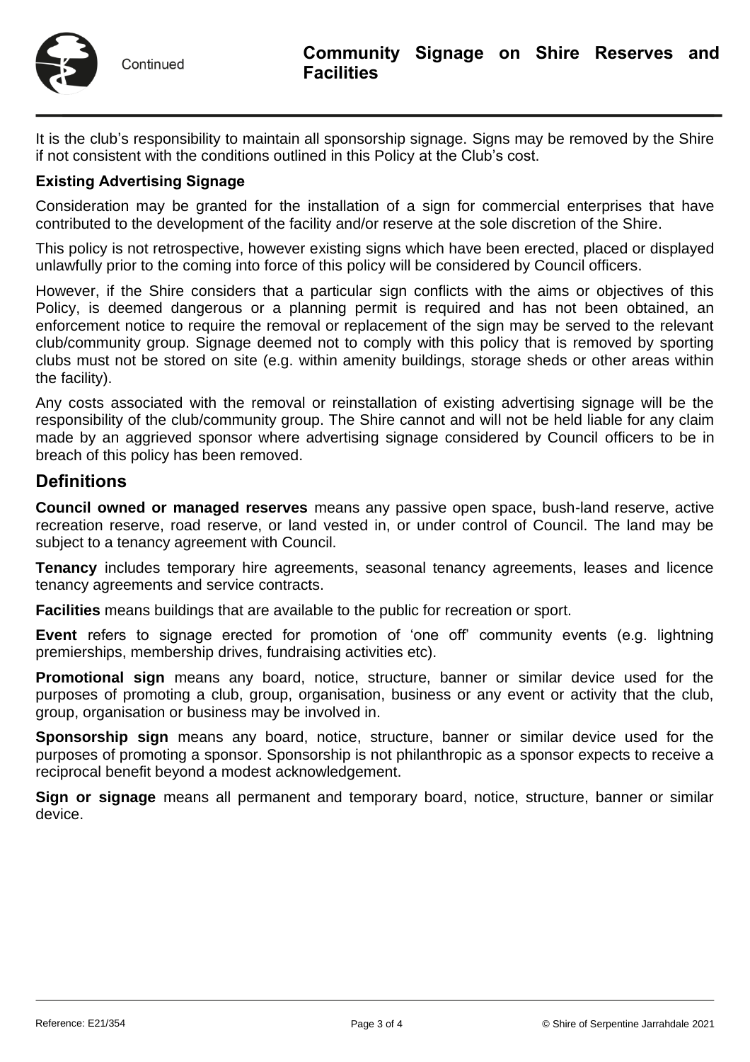It is the club's responsibility to maintain all sponsorship signage. Signs may be removed by the Shire if not consistent with the conditions outlined in this Policy at the Club's cost.

**Existing Advertising Signage**

Consideration may be granted for the installation of a sign for commercial enterprises that have contributed to the development of the facility and/or reserve at the sole discretion of the Shire.

This policy is not retrospective, however existing signs which have been erected, placed or displayed unlawfully prior to the coming into force of this policy will be considered by Council officers.

However, if the Shire considers that a particular sign conflicts with the aims or objectives of this Policy, is deemed dangerous or a planning permit is required and has not been obtained, an enforcement notice to require the removal or replacement of the sign may be served to the relevant club/community group. Signage deemed not to comply with this policy that is removed by sporting clubs must not be stored on site (e.g. within amenity buildings, storage sheds or other areas within the facility).

Any costs associated with the removal or reinstallation of existing advertising signage will be the responsibility of the club/community group. The Shire cannot and will not be held liable for any claim made by an aggrieved sponsor where advertising signage considered by Council officers to be in breach of this policy has been removed.

## Definitions

**Council owned or managed reserves** means any passive open space, bush-land reserve, active recreation reserve, road reserve, or land vested in, or under control of Council. The land may be subject to a tenancy agreement with Council.

**Tenancy** includes temporary hire agreements, seasonal tenancy agreements, leases and licence tenancy agreements and service contracts.

**Facilities** means buildings that are available to the public for recreation or sport.

**Event** refers to signage erected for promotion of 'one off' community events (e.g. lightning premierships, membership drives, fundraising activities etc).

**Promotional sign** means any board, notice, structure, banner or similar device used for the purposes of promoting a club, group, organisation, business or any event or activity that the club, group, organisation or business may be involved in.

**Sponsorship sign** means any board, notice, structure, banner or similar device used for the purposes of promoting a sponsor. Sponsorship is not philanthropic as a sponsor expects to receive a reciprocal benefit beyond a modest acknowledgement.

**Sign or signage** means all permanent and temporary board, notice, structure, banner or similar device.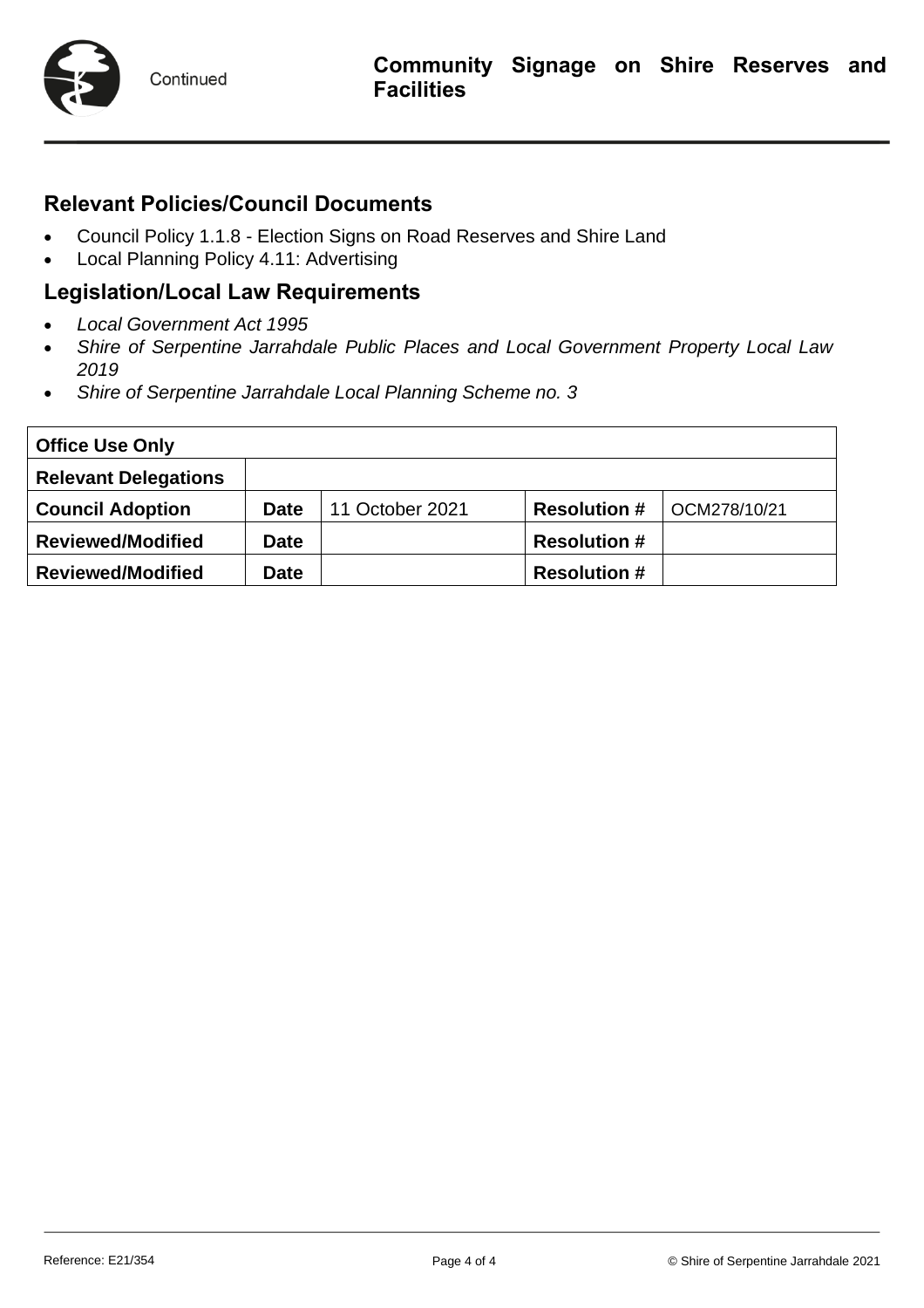## Relevant Policies/Council Documents

- Council Policy 1.1.8 - Election Signs on Road Reserves and Shire Land
- Local Planning Policy 4.11: Advertising

## Legislation/Local Law Requirements

- *Local Government Act 1995*
- *Shire of Serpentine Jarrahdale Public Places and Local Government Property Local Law 2019*
- *Shire of Serpentine Jarrahdale Local Planning Scheme no. 3*

| **Office Use Only** | | | | |
|---|---|---|---|---|
| **Relevant Delegations** | | | | |
| **Council Adoption** | **Date** | 11 October 2021 | **Resolution #** | OCM278/10/21 |
| **Reviewed/Modified** | **Date** | | **Resolution #** | |
| **Reviewed/Modified** | **Date** | | **Resolution #** | |

Reference: E21/354

© Shire of Serpentine Jarrahdale 2021